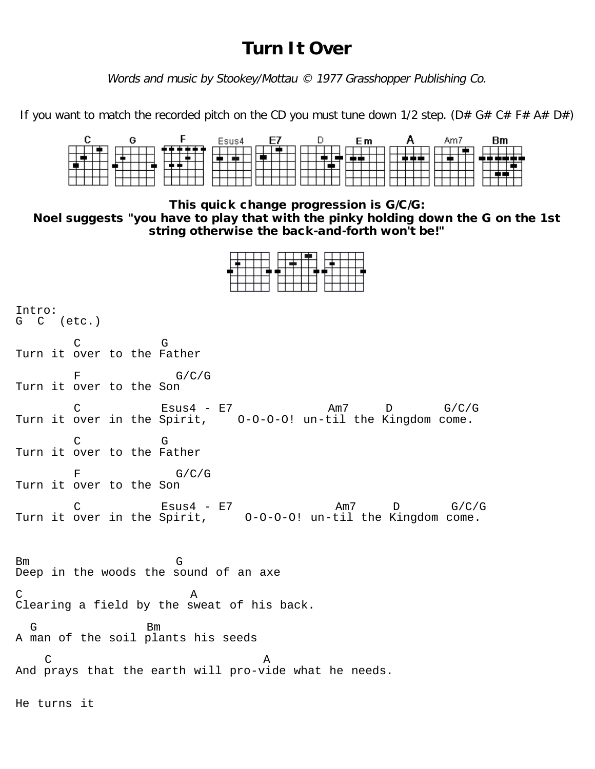# Turn It Over

*Words and music by Stookey/Mottau © 1977 Grasshopper Publishing Co.*

If you want to match the recorded pitch on the CD you must tune down 1/2 step. (D# G# C# F# A# D#)

C G F Esus4 E7 D Em A Am7 Bm

**This quick change progression is G/C/G:**
**Noel suggests "you have to play that with the pinky holding down the G on the 1st string otherwise the back-and-forth won't be!"**

```
Intro:
G  C  (etc.)

        C           G
Turn it over to the Father

        F              G/C/G
Turn it over to the Son

        C            Esus4 - E7              Am7     D       G/C/G
Turn it over in the Spirit,    O-O-O-O! un-til the Kingdom come.

        C           G
Turn it over to the Father

        F              G/C/G
Turn it over to the Son

        C            Esus4 - E7               Am7     D       G/C/G
Turn it over in the Spirit,     O-O-O-O! un-til the Kingdom come.


Bm                     G
Deep in the woods the sound of an axe

C                       A
Clearing a field by the sweat of his back.

  G               Bm
A man of the soil plants his seeds

    C                             A
And prays that the earth will pro-vide what he needs.


He turns it
```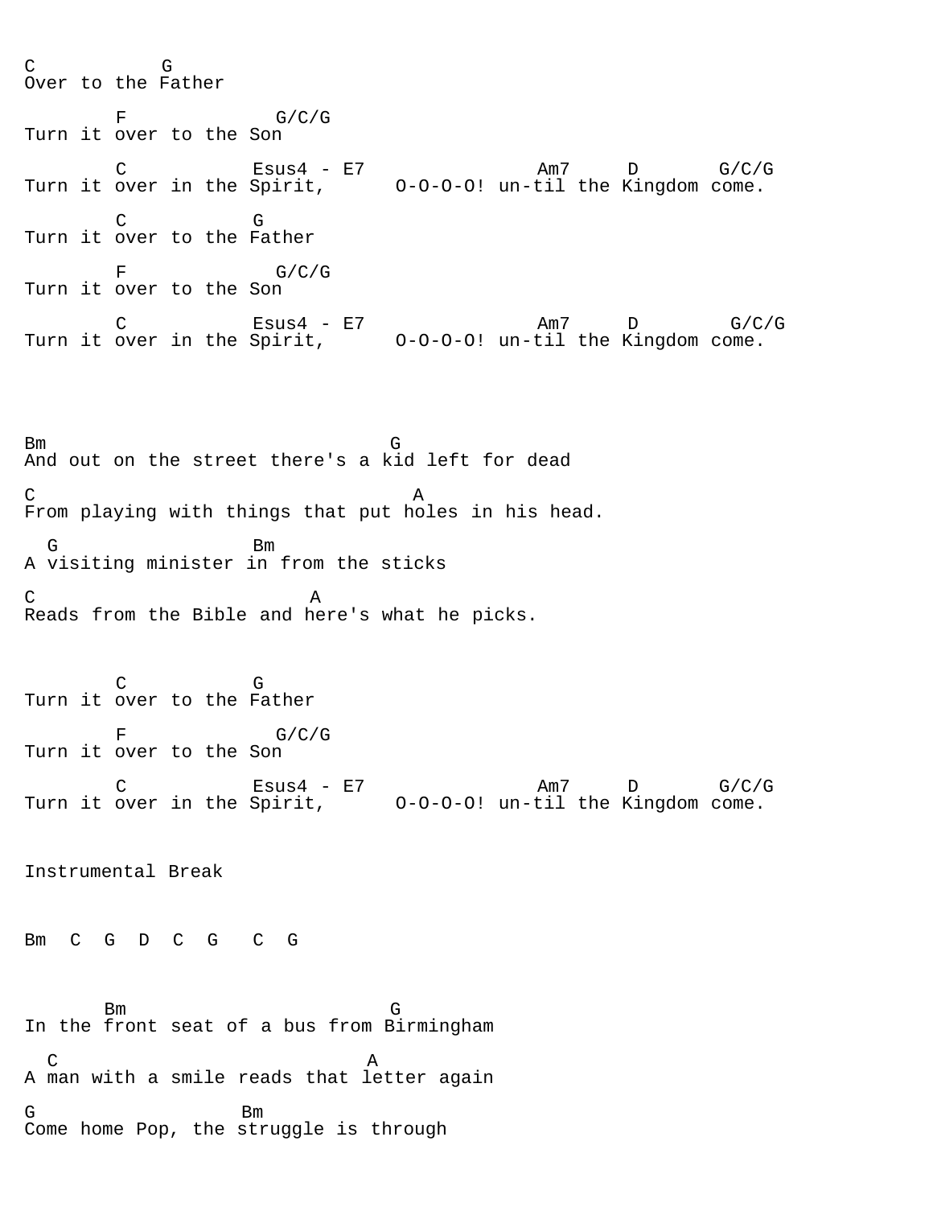```
C            G
Over to the Father

        F               G/C/G
Turn it over to the Son

        C           Esus4 - E7                 Am7     D       G/C/G
Turn it over in the Spirit,      O-O-O-O! un-til the Kingdom come.

        C           G
Turn it over to the Father

        F               G/C/G
Turn it over to the Son

        C           Esus4 - E7                 Am7     D         G/C/G
Turn it over in the Spirit,      O-O-O-O! un-til the Kingdom come.




Bm                              G
And out on the street there's a kid left for dead

C                                 A
From playing with things that put holes in his head.

  G                 Bm
A visiting minister in from the sticks

C                         A
Reads from the Bible and here's what he picks.



        C           G
Turn it over to the Father

        F               G/C/G
Turn it over to the Son

        C           Esus4 - E7                 Am7     D       G/C/G
Turn it over in the Spirit,      O-O-O-O! un-til the Kingdom come.


Instrumental Break


Bm  C  G  D  C  G   C  G



       Bm                       G
In the front seat of a bus from Birmingham

  C                           A
A man with a smile reads that letter again

G                  Bm
Come home Pop, the struggle is through
```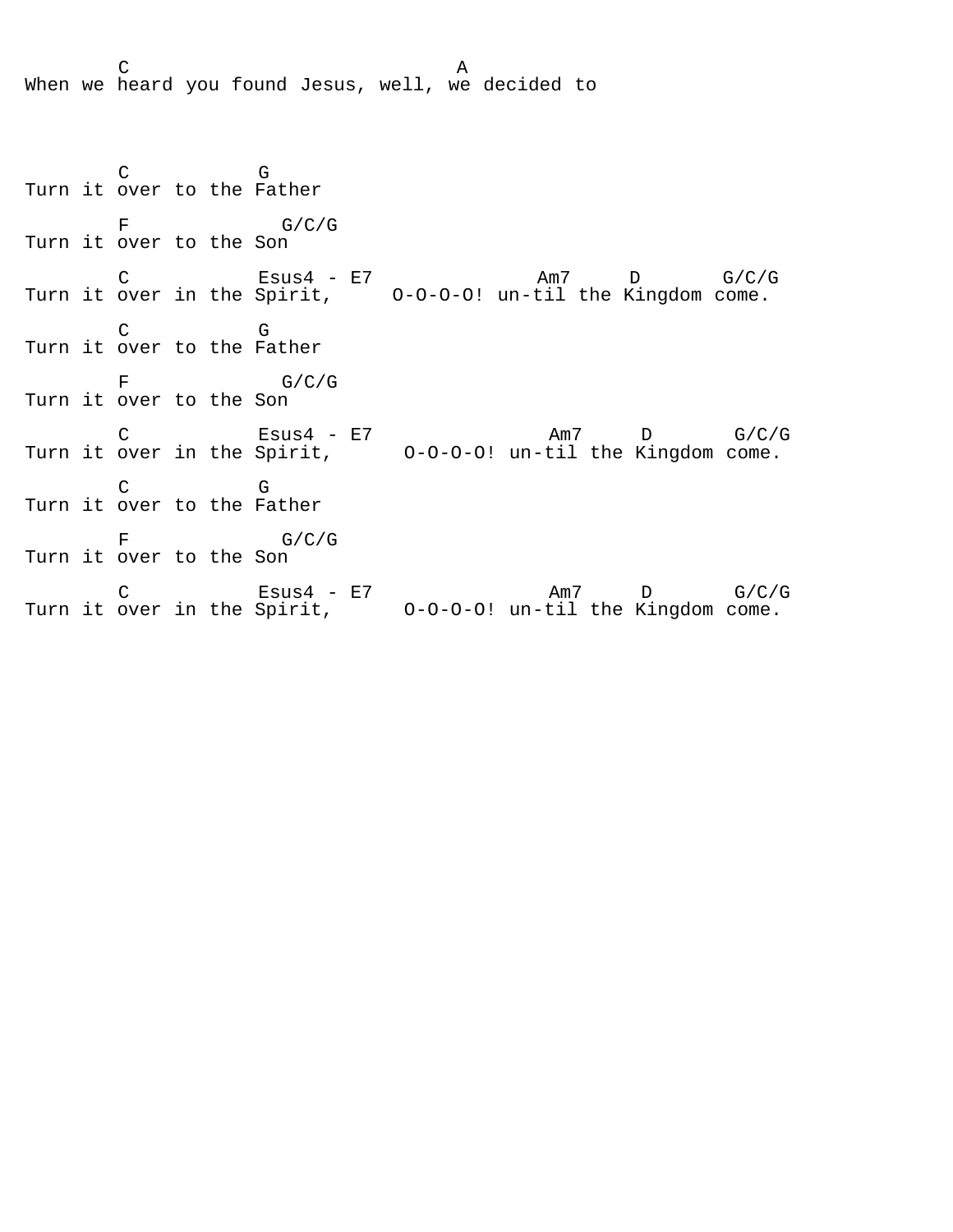```
        C                            A
When we heard you found Jesus, well, we decided to



        C            G
Turn it over to the Father

        F              G/C/G
Turn it over to the Son

        C            Esus4 - E7                Am7     D       G/C/G
Turn it over in the Spirit,     O-O-O-O! un-til the Kingdom come.

        C            G
Turn it over to the Father

        F              G/C/G
Turn it over to the Son

        C            Esus4 - E7                 Am7     D       G/C/G
Turn it over in the Spirit,      O-O-O-O! un-til the Kingdom come.

        C            G
Turn it over to the Father

        F              G/C/G
Turn it over to the Son

        C            Esus4 - E7                 Am7     D       G/C/G
Turn it over in the Spirit,      O-O-O-O! un-til the Kingdom come.
```